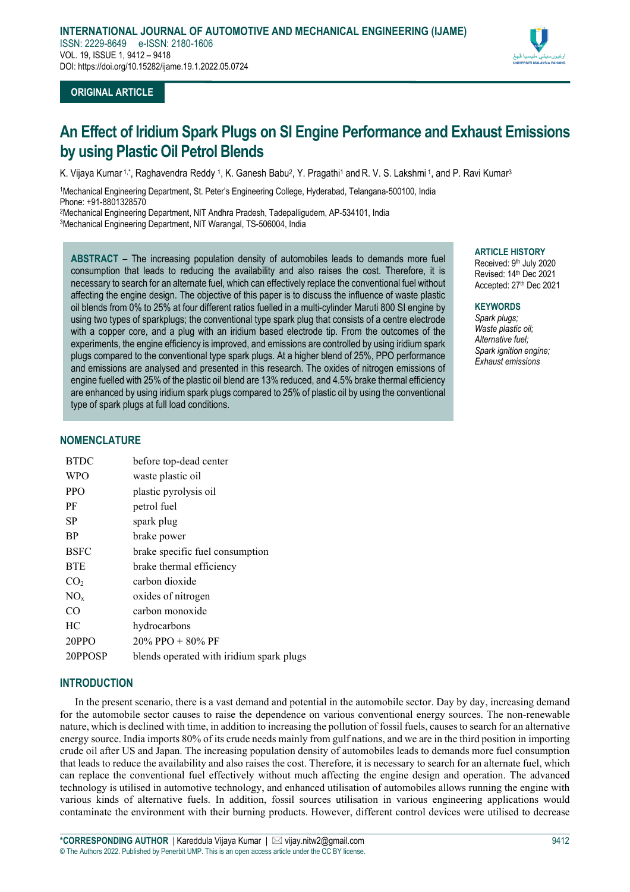**ORIGINAL ARTICLE**

# An Effect of Iridium Spark Plugs on SI Engine Performance and Exhaust Emissions by using Plastic Oil Petrol Blends

K. Vijaya Kumar [1,*], Raghavendra Reddy [1], K. Ganesh Babu[2], Y. Pragathi[1] and R. V. S. Lakshmi [1], and P. Ravi Kumar[3]

[1]Mechanical Engineering Department, St. Peter's Engineering College, Hyderabad, Telangana-500100, India
Phone: +91-8801328570
[2]Mechanical Engineering Department, NIT Andhra Pradesh, Tadepalligudem, AP-534101, India
[3]Mechanical Engineering Department, NIT Warangal, TS-506004, India

**ABSTRACT** – The increasing population density of automobiles leads to demands more fuel consumption that leads to reducing the availability and also raises the cost. Therefore, it is necessary to search for an alternate fuel, which can effectively replace the conventional fuel without affecting the engine design. The objective of this paper is to discuss the influence of waste plastic oil blends from 0% to 25% at four different ratios fuelled in a multi-cylinder Maruti 800 SI engine by using two types of sparkplugs; the conventional type spark plug that consists of a centre electrode with a copper core, and a plug with an iridium based electrode tip. From the outcomes of the experiments, the engine efficiency is improved, and emissions are controlled by using iridium spark plugs compared to the conventional type spark plugs. At a higher blend of 25%, PPO performance and emissions are analysed and presented in this research. The oxides of nitrogen emissions of engine fuelled with 25% of the plastic oil blend are 13% reduced, and 4.5% brake thermal efficiency are enhanced by using iridium spark plugs compared to 25% of plastic oil by using the conventional type of spark plugs at full load conditions.

**ARTICLE HISTORY**
Received: 9th July 2020
Revised: 14th Dec 2021
Accepted: 27th Dec 2021

**KEYWORDS**
*Spark plugs;*
*Waste plastic oil;*
*Alternative fuel;*
*Spark ignition engine;*
*Exhaust emissions*

## NOMENCLATURE

| | |
|---|---|
| BTDC | before top-dead center |
| WPO | waste plastic oil |
| PPO | plastic pyrolysis oil |
| PF | petrol fuel |
| SP | spark plug |
| BP | brake power |
| BSFC | brake specific fuel consumption |
| BTE | brake thermal efficiency |
| $CO_2$ | carbon dioxide |
| $NO_x$ | oxides of nitrogen |
| CO | carbon monoxide |
| HC | hydrocarbons |
| 20PPO | 20% PPO + 80% PF |
| 20PPOSP | blends operated with iridium spark plugs |

## INTRODUCTION

In the present scenario, there is a vast demand and potential in the automobile sector. Day by day, increasing demand for the automobile sector causes to raise the dependence on various conventional energy sources. The non-renewable nature, which is declined with time, in addition to increasing the pollution of fossil fuels, causes to search for an alternative energy source. India imports 80% of its crude needs mainly from gulf nations, and we are in the third position in importing crude oil after US and Japan. The increasing population density of automobiles leads to demands more fuel consumption that leads to reduce the availability and also raises the cost. Therefore, it is necessary to search for an alternate fuel, which can replace the conventional fuel effectively without much affecting the engine design and operation. The advanced technology is utilised in automotive technology, and enhanced utilisation of automobiles allows running the engine with various kinds of alternative fuels. In addition, fossil sources utilisation in various engineering applications would contaminate the environment with their burning products. However, different control devices were utilised to decrease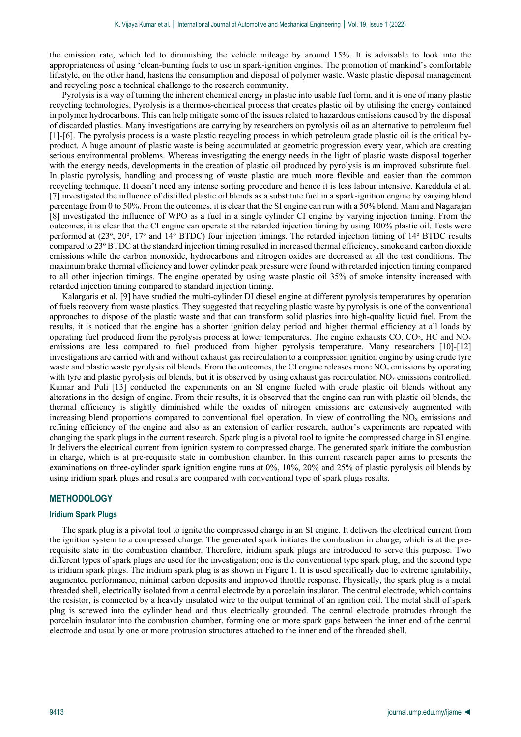the emission rate, which led to diminishing the vehicle mileage by around 15%. It is advisable to look into the appropriateness of using 'clean-burning fuels to use in spark-ignition engines. The promotion of mankind's comfortable lifestyle, on the other hand, hastens the consumption and disposal of polymer waste. Waste plastic disposal management and recycling pose a technical challenge to the research community.

Pyrolysis is a way of turning the inherent chemical energy in plastic into usable fuel form, and it is one of many plastic recycling technologies. Pyrolysis is a thermos-chemical process that creates plastic oil by utilising the energy contained in polymer hydrocarbons. This can help mitigate some of the issues related to hazardous emissions caused by the disposal of discarded plastics. Many investigations are carrying by researchers on pyrolysis oil as an alternative to petroleum fuel [1]-[6]. The pyrolysis process is a waste plastic recycling process in which petroleum grade plastic oil is the critical by-product. A huge amount of plastic waste is being accumulated at geometric progression every year, which are creating serious environmental problems. Whereas investigating the energy needs in the light of plastic waste disposal together with the energy needs, developments in the creation of plastic oil produced by pyrolysis is an improved substitute fuel. In plastic pyrolysis, handling and processing of waste plastic are much more flexible and easier than the common recycling technique. It doesn't need any intense sorting procedure and hence it is less labour intensive. Kareddula et al. [7] investigated the influence of distilled plastic oil blends as a substitute fuel in a spark-ignition engine by varying blend percentage from 0 to 50%. From the outcomes, it is clear that the SI engine can run with a 50% blend. Mani and Nagarajan [8] investigated the influence of WPO as a fuel in a single cylinder CI engine by varying injection timing. From the outcomes, it is clear that the CI engine can operate at the retarded injection timing by using 100% plastic oil. Tests were performed at (23$^{o}$, 20$^{o}$, 17$^{o}$ and 14$^{o}$ BTDC) four injection timings. The retarded injection timing of 14$^{o}$ BTDC results compared to 23$^{o}$ BTDC at the standard injection timing resulted in increased thermal efficiency, smoke and carbon dioxide emissions while the carbon monoxide, hydrocarbons and nitrogen oxides are decreased at all the test conditions. The maximum brake thermal efficiency and lower cylinder peak pressure were found with retarded injection timing compared to all other injection timings. The engine operated by using waste plastic oil 35% of smoke intensity increased with retarded injection timing compared to standard injection timing.

Kalargaris et al. [9] have studied the multi-cylinder DI diesel engine at different pyrolysis temperatures by operation of fuels recovery from waste plastics. They suggested that recycling plastic waste by pyrolysis is one of the conventional approaches to dispose of the plastic waste and that can transform solid plastics into high-quality liquid fuel. From the results, it is noticed that the engine has a shorter ignition delay period and higher thermal efficiency at all loads by operating fuel produced from the pyrolysis process at lower temperatures. The engine exhausts CO, $CO_2$, HC and $NO_x$ emissions are less compared to fuel produced from higher pyrolysis temperature. Many researchers [10]-[12] investigations are carried with and without exhaust gas recirculation to a compression ignition engine by using crude tyre waste and plastic waste pyrolysis oil blends. From the outcomes, the CI engine releases more $NO_x$ emissions by operating with tyre and plastic pyrolysis oil blends, but it is observed by using exhaust gas recirculation $NO_x$ emissions controlled. Kumar and Puli [13] conducted the experiments on an SI engine fueled with crude plastic oil blends without any alterations in the design of engine. From their results, it is observed that the engine can run with plastic oil blends, the thermal efficiency is slightly diminished while the oxides of nitrogen emissions are extensively augmented with increasing blend proportions compared to conventional fuel operation. In view of controlling the $NO_x$ emissions and refining efficiency of the engine and also as an extension of earlier research, author's experiments are repeated with changing the spark plugs in the current research. Spark plug is a pivotal tool to ignite the compressed charge in SI engine. It delivers the electrical current from ignition system to compressed charge. The generated spark initiate the combustion in charge, which is at pre-requisite state in combustion chamber. In this current research paper aims to presents the examinations on three-cylinder spark ignition engine runs at 0%, 10%, 20% and 25% of plastic pyrolysis oil blends by using iridium spark plugs and results are compared with conventional type of spark plugs results.

## METHODOLOGY

### Iridium Spark Plugs

The spark plug is a pivotal tool to ignite the compressed charge in an SI engine. It delivers the electrical current from the ignition system to a compressed charge. The generated spark initiates the combustion in charge, which is at the pre-requisite state in the combustion chamber. Therefore, iridium spark plugs are introduced to serve this purpose. Two different types of spark plugs are used for the investigation; one is the conventional type spark plug, and the second type is iridium spark plugs. The iridium spark plug is as shown in Figure 1. It is used specifically due to extreme ignitability, augmented performance, minimal carbon deposits and improved throttle response. Physically, the spark plug is a metal threaded shell, electrically isolated from a central electrode by a porcelain insulator. The central electrode, which contains the resistor, is connected by a heavily insulated wire to the output terminal of an ignition coil. The metal shell of spark plug is screwed into the cylinder head and thus electrically grounded. The central electrode protrudes through the porcelain insulator into the combustion chamber, forming one or more spark gaps between the inner end of the central electrode and usually one or more protrusion structures attached to the inner end of the threaded shell.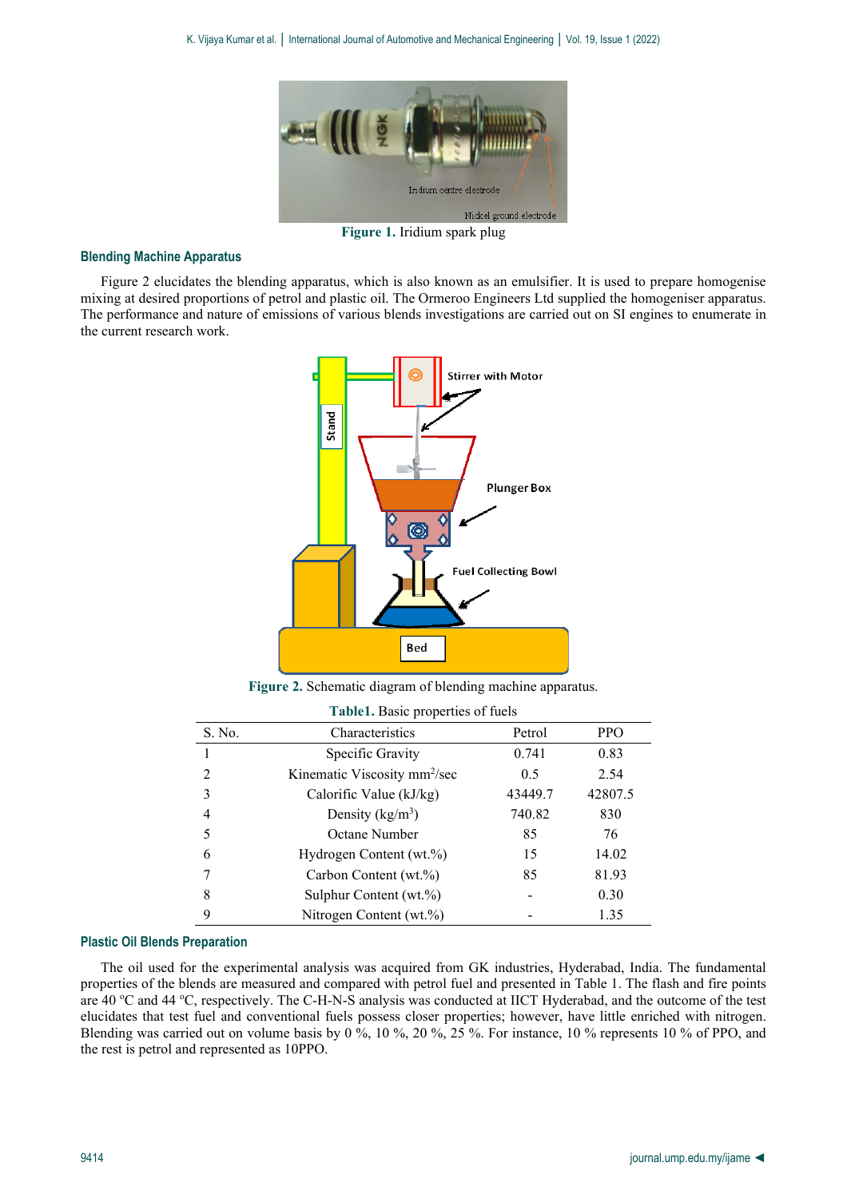Figure 1. Iridium spark plug

### Blending Machine Apparatus

Figure 2 elucidates the blending apparatus, which is also known as an emulsifier. It is used to prepare homogenise mixing at desired proportions of petrol and plastic oil. The Ormeroo Engineers Ltd supplied the homogeniser apparatus. The performance and nature of emissions of various blends investigations are carried out on SI engines to enumerate in the current research work.

Figure 2. Schematic diagram of blending machine apparatus.

Table1. Basic properties of fuels

| S. No. | Characteristics | Petrol | PPO |
|---|---|---|---|
| 1 | Specific Gravity | 0.741 | 0.83 |
| 2 | Kinematic Viscosity $mm^2$/sec | 0.5 | 2.54 |
| 3 | Calorific Value (kJ/kg) | 43449.7 | 42807.5 |
| 4 | Density ($kg/m^3$) | 740.82 | 830 |
| 5 | Octane Number | 85 | 76 |
| 6 | Hydrogen Content (wt.%) | 15 | 14.02 |
| 7 | Carbon Content (wt.%) | 85 | 81.93 |
| 8 | Sulphur Content (wt.%) | - | 0.30 |
| 9 | Nitrogen Content (wt.%) | - | 1.35 |

### Plastic Oil Blends Preparation

The oil used for the experimental analysis was acquired from GK industries, Hyderabad, India. The fundamental properties of the blends are measured and compared with petrol fuel and presented in Table 1. The flash and fire points are 40 $^{o}$C and 44 $^{o}$C, respectively. The C-H-N-S analysis was conducted at IICT Hyderabad, and the outcome of the test elucidates that test fuel and conventional fuels possess closer properties; however, have little enriched with nitrogen. Blending was carried out on volume basis by 0 %, 10 %, 20 %, 25 %. For instance, 10 % represents 10 % of PPO, and the rest is petrol and represented as 10PPO.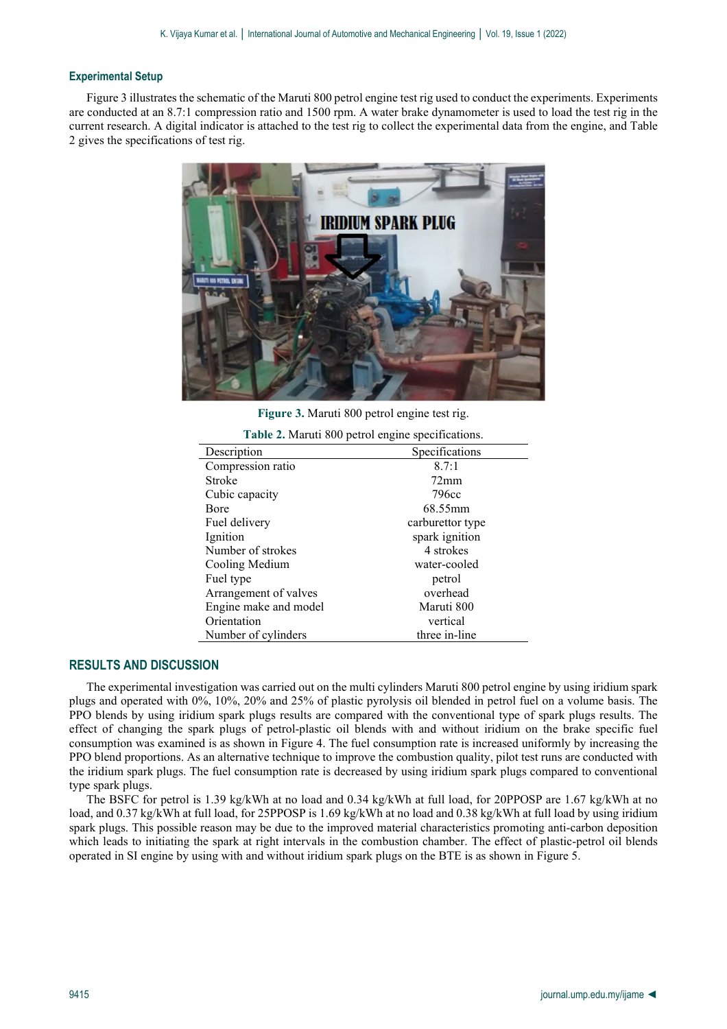### Experimental Setup

Figure 3 illustrates the schematic of the Maruti 800 petrol engine test rig used to conduct the experiments. Experiments are conducted at an 8.7:1 compression ratio and 1500 rpm. A water brake dynamometer is used to load the test rig in the current research. A digital indicator is attached to the test rig to collect the experimental data from the engine, and Table 2 gives the specifications of test rig.

**Figure 3.** Maruti 800 petrol engine test rig.

**Table 2.** Maruti 800 petrol engine specifications.

| Description | Specifications |
|---|---|
| Compression ratio | 8.7:1 |
| Stroke | 72mm |
| Cubic capacity | 796cc |
| Bore | 68.55mm |
| Fuel delivery | carburettor type |
| Ignition | spark ignition |
| Number of strokes | 4 strokes |
| Cooling Medium | water-cooled |
| Fuel type | petrol |
| Arrangement of valves | overhead |
| Engine make and model | Maruti 800 |
| Orientation | vertical |
| Number of cylinders | three in-line |

## RESULTS AND DISCUSSION

The experimental investigation was carried out on the multi cylinders Maruti 800 petrol engine by using iridium spark plugs and operated with 0%, 10%, 20% and 25% of plastic pyrolysis oil blended in petrol fuel on a volume basis. The PPO blends by using iridium spark plugs results are compared with the conventional type of spark plugs results. The effect of changing the spark plugs of petrol-plastic oil blends with and without iridium on the brake specific fuel consumption was examined is as shown in Figure 4. The fuel consumption rate is increased uniformly by increasing the PPO blend proportions. As an alternative technique to improve the combustion quality, pilot test runs are conducted with the iridium spark plugs. The fuel consumption rate is decreased by using iridium spark plugs compared to conventional type spark plugs.

The BSFC for petrol is 1.39 kg/kWh at no load and 0.34 kg/kWh at full load, for 20PPOSP are 1.67 kg/kWh at no load, and 0.37 kg/kWh at full load, for 25PPOSP is 1.69 kg/kWh at no load and 0.38 kg/kWh at full load by using iridium spark plugs. This possible reason may be due to the improved material characteristics promoting anti-carbon deposition which leads to initiating the spark at right intervals in the combustion chamber. The effect of plastic-petrol oil blends operated in SI engine by using with and without iridium spark plugs on the BTE is as shown in Figure 5.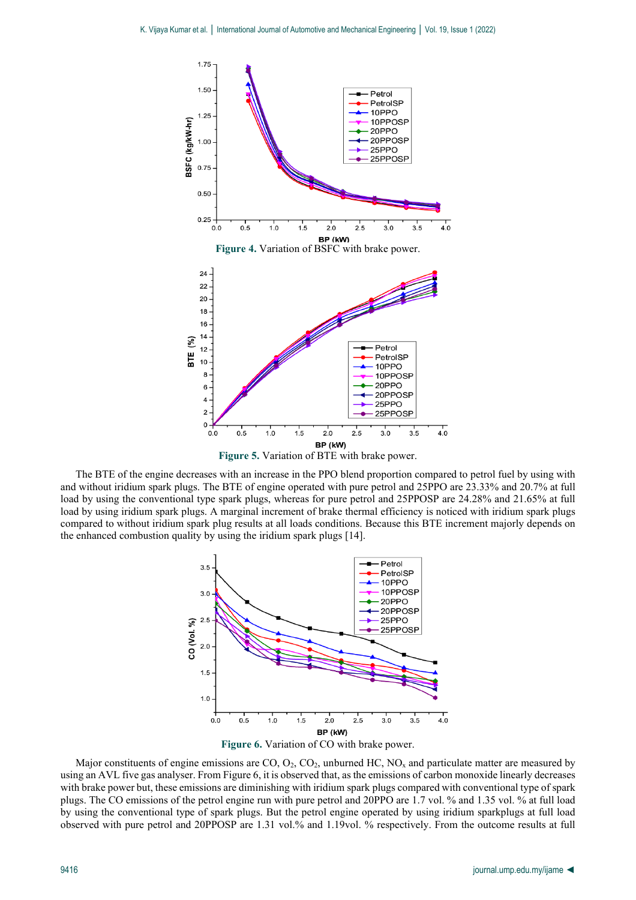Figure 4. Variation of BSFC with brake power.

Figure 5. Variation of BTE with brake power.

The BTE of the engine decreases with an increase in the PPO blend proportion compared to petrol fuel by using with and without iridium spark plugs. The BTE of engine operated with pure petrol and 25PPO are 23.33% and 20.7% at full load by using the conventional type spark plugs, whereas for pure petrol and 25PPOSP are 24.28% and 21.65% at full load by using iridium spark plugs. A marginal increment of brake thermal efficiency is noticed with iridium spark plugs compared to without iridium spark plug results at all loads conditions. Because this BTE increment majorly depends on the enhanced combustion quality by using the iridium spark plugs [14].

Figure 6. Variation of CO with brake power.

Major constituents of engine emissions are CO, $O_2$, $CO_2$, unburned HC, $NO_x$ and particulate matter are measured by using an AVL five gas analyser. From Figure 6, it is observed that, as the emissions of carbon monoxide linearly decreases with brake power but, these emissions are diminishing with iridium spark plugs compared with conventional type of spark plugs. The CO emissions of the petrol engine run with pure petrol and 20PPO are 1.7 vol. % and 1.35 vol. % at full load by using the conventional type of spark plugs. But the petrol engine operated by using iridium sparkplugs at full load observed with pure petrol and 20PPOSP are 1.31 vol.% and 1.19vol. % respectively. From the outcome results at full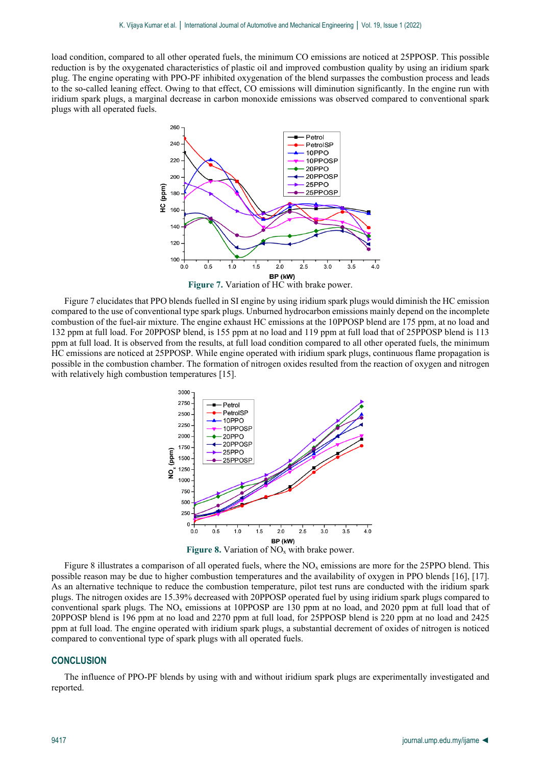load condition, compared to all other operated fuels, the minimum CO emissions are noticed at 25PPOSP. This possible reduction is by the oxygenated characteristics of plastic oil and improved combustion quality by using an iridium spark plug. The engine operating with PPO-PF inhibited oxygenation of the blend surpasses the combustion process and leads to the so-called leaning effect. Owing to that effect, CO emissions will diminution significantly. In the engine run with iridium spark plugs, a marginal decrease in carbon monoxide emissions was observed compared to conventional spark plugs with all operated fuels.

**Figure 7.** Variation of HC with brake power.

Figure 7 elucidates that PPO blends fuelled in SI engine by using iridium spark plugs would diminish the HC emission compared to the use of conventional type spark plugs. Unburned hydrocarbon emissions mainly depend on the incomplete combustion of the fuel-air mixture. The engine exhaust HC emissions at the 10PPOSP blend are 175 ppm, at no load and 132 ppm at full load. For 20PPOSP blend, is 155 ppm at no load and 119 ppm at full load that of 25PPOSP blend is 113 ppm at full load. It is observed from the results, at full load condition compared to all other operated fuels, the minimum HC emissions are noticed at 25PPOSP. While engine operated with iridium spark plugs, continuous flame propagation is possible in the combustion chamber. The formation of nitrogen oxides resulted from the reaction of oxygen and nitrogen with relatively high combustion temperatures [15].

**Figure 8.** Variation of $NO_x$ with brake power.

Figure 8 illustrates a comparison of all operated fuels, where the $NO_x$ emissions are more for the 25PPO blend. This possible reason may be due to higher combustion temperatures and the availability of oxygen in PPO blends [16], [17]. As an alternative technique to reduce the combustion temperature, pilot test runs are conducted with the iridium spark plugs. The nitrogen oxides are 15.39% decreased with 20PPOSP operated fuel by using iridium spark plugs compared to conventional spark plugs. The $NO_x$ emissions at 10PPOSP are 130 ppm at no load, and 2020 ppm at full load that of 20PPOSP blend is 196 ppm at no load and 2270 ppm at full load, for 25PPOSP blend is 220 ppm at no load and 2425 ppm at full load. The engine operated with iridium spark plugs, a substantial decrement of oxides of nitrogen is noticed compared to conventional type of spark plugs with all operated fuels.

## CONCLUSION

The influence of PPO-PF blends by using with and without iridium spark plugs are experimentally investigated and reported.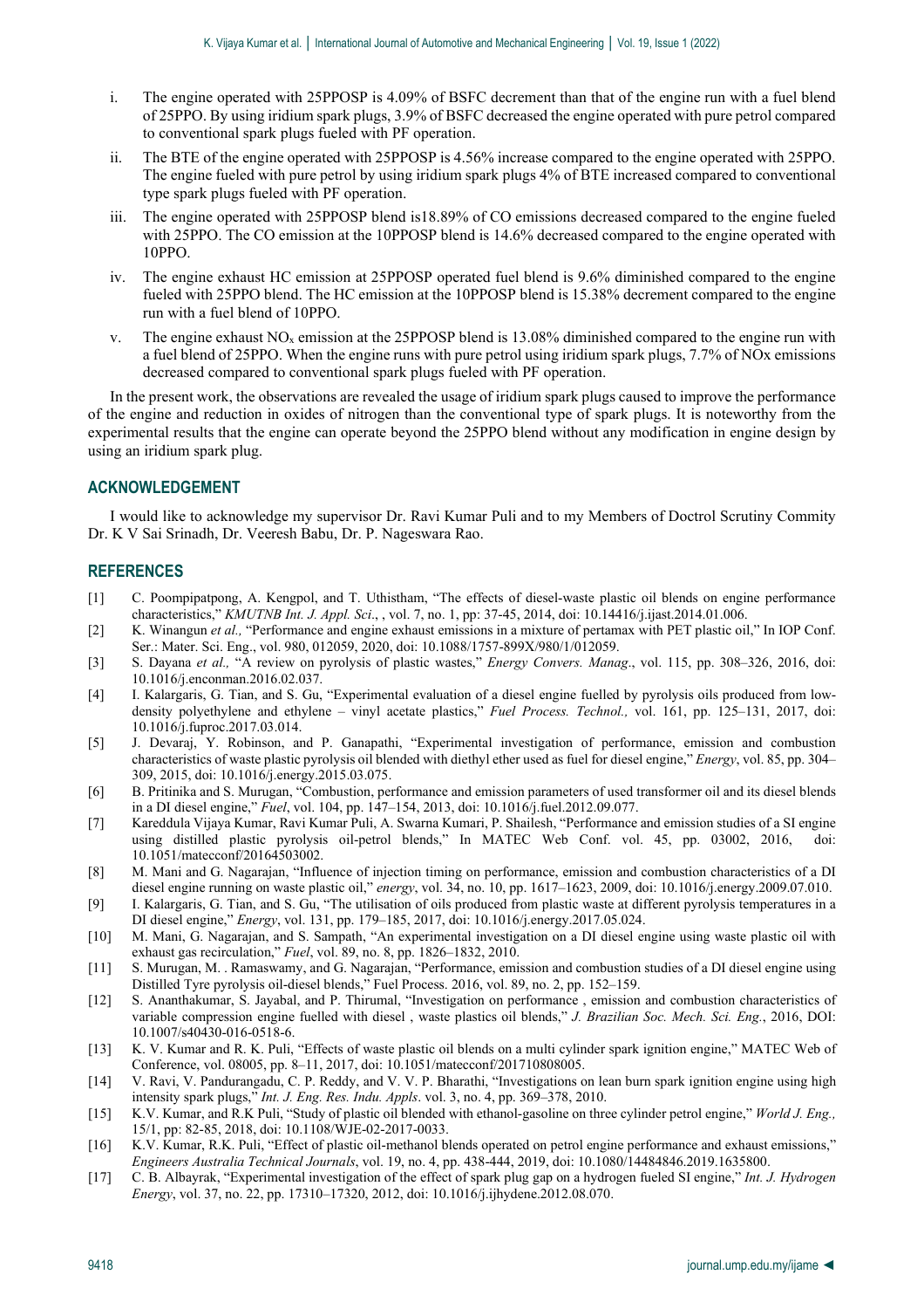i. The engine operated with 25PPOSP is 4.09% of BSFC decrement than that of the engine run with a fuel blend of 25PPO. By using iridium spark plugs, 3.9% of BSFC decreased the engine operated with pure petrol compared to conventional spark plugs fueled with PF operation.
ii. The BTE of the engine operated with 25PPOSP is 4.56% increase compared to the engine operated with 25PPO. The engine fueled with pure petrol by using iridium spark plugs 4% of BTE increased compared to conventional type spark plugs fueled with PF operation.
iii. The engine operated with 25PPOSP blend is18.89% of CO emissions decreased compared to the engine fueled with 25PPO. The CO emission at the 10PPOSP blend is 14.6% decreased compared to the engine operated with 10PPO.
iv. The engine exhaust HC emission at 25PPOSP operated fuel blend is 9.6% diminished compared to the engine fueled with 25PPO blend. The HC emission at the 10PPOSP blend is 15.38% decrement compared to the engine run with a fuel blend of 10PPO.
v. The engine exhaust $NO_x$ emission at the 25PPOSP blend is 13.08% diminished compared to the engine run with a fuel blend of 25PPO. When the engine runs with pure petrol using iridium spark plugs, 7.7% of NOx emissions decreased compared to conventional spark plugs fueled with PF operation.

In the present work, the observations are revealed the usage of iridium spark plugs caused to improve the performance of the engine and reduction in oxides of nitrogen than the conventional type of spark plugs. It is noteworthy from the experimental results that the engine can operate beyond the 25PPO blend without any modification in engine design by using an iridium spark plug.

## ACKNOWLEDGEMENT

I would like to acknowledge my supervisor Dr. Ravi Kumar Puli and to my Members of Doctrol Scrutiny Commity Dr. K V Sai Srinadh, Dr. Veeresh Babu, Dr. P. Nageswara Rao.

## REFERENCES

[1] C. Poompipatpong, A. Kengpol, and T. Uthistham, "The effects of diesel-waste plastic oil blends on engine performance characteristics," *KMUTNB Int. J. Appl. Sci*., , vol. 7, no. 1, pp: 37-45, 2014, doi: 10.14416/j.ijast.2014.01.006.

[2] K. Winangun *et al.,* "Performance and engine exhaust emissions in a mixture of pertamax with PET plastic oil," In IOP Conf. Ser.: Mater. Sci. Eng., vol. 980, 012059, 2020, doi: 10.1088/1757-899X/980/1/012059.

[3] S. Dayana *et al.,* "A review on pyrolysis of plastic wastes," *Energy Convers. Manag*., vol. 115, pp. 308–326, 2016, doi: 10.1016/j.enconman.2016.02.037.

[4] I. Kalargaris, G. Tian, and S. Gu, "Experimental evaluation of a diesel engine fuelled by pyrolysis oils produced from low-density polyethylene and ethylene – vinyl acetate plastics," *Fuel Process. Technol.,* vol. 161, pp. 125–131, 2017, doi: 10.1016/j.fuproc.2017.03.014.

[5] J. Devaraj, Y. Robinson, and P. Ganapathi, "Experimental investigation of performance, emission and combustion characteristics of waste plastic pyrolysis oil blended with diethyl ether used as fuel for diesel engine," *Energy*, vol. 85, pp. 304–309, 2015, doi: 10.1016/j.energy.2015.03.075.

[6] B. Pritinika and S. Murugan, "Combustion, performance and emission parameters of used transformer oil and its diesel blends in a DI diesel engine," *Fuel*, vol. 104, pp. 147–154, 2013, doi: 10.1016/j.fuel.2012.09.077.

[7] Kareddula Vijaya Kumar, Ravi Kumar Puli, A. Swarna Kumari, P. Shailesh, "Performance and emission studies of a SI engine using distilled plastic pyrolysis oil-petrol blends," In MATEC Web Conf. vol. 45, pp. 03002, 2016, doi: 10.1051/matecconf/20164503002.

[8] M. Mani and G. Nagarajan, "Influence of injection timing on performance, emission and combustion characteristics of a DI diesel engine running on waste plastic oil," *energy*, vol. 34, no. 10, pp. 1617–1623, 2009, doi: 10.1016/j.energy.2009.07.010.

[9] I. Kalargaris, G. Tian, and S. Gu, "The utilisation of oils produced from plastic waste at different pyrolysis temperatures in a DI diesel engine," *Energy*, vol. 131, pp. 179–185, 2017, doi: 10.1016/j.energy.2017.05.024.

[10] M. Mani, G. Nagarajan, and S. Sampath, "An experimental investigation on a DI diesel engine using waste plastic oil with exhaust gas recirculation," *Fuel*, vol. 89, no. 8, pp. 1826–1832, 2010.

[11] S. Murugan, M. . Ramaswamy, and G. Nagarajan, "Performance, emission and combustion studies of a DI diesel engine using Distilled Tyre pyrolysis oil-diesel blends," Fuel Process. 2016, vol. 89, no. 2, pp. 152–159.

[12] S. Ananthakumar, S. Jayabal, and P. Thirumal, "Investigation on performance , emission and combustion characteristics of variable compression engine fuelled with diesel , waste plastics oil blends," *J. Brazilian Soc. Mech. Sci. Eng.*, 2016, DOI: 10.1007/s40430-016-0518-6.

[13] K. V. Kumar and R. K. Puli, "Effects of waste plastic oil blends on a multi cylinder spark ignition engine," MATEC Web of Conference, vol. 08005, pp. 8–11, 2017, doi: 10.1051/matecconf/201710808005.

[14] V. Ravi, V. Pandurangadu, C. P. Reddy, and V. V. P. Bharathi, "Investigations on lean burn spark ignition engine using high intensity spark plugs," *Int. J. Eng. Res. Indu. Appls*. vol. 3, no. 4, pp. 369–378, 2010.

[15] K.V. Kumar, and R.K Puli, "Study of plastic oil blended with ethanol-gasoline on three cylinder petrol engine," *World J. Eng.,* 15/1, pp: 82-85, 2018, doi: 10.1108/WJE-02-2017-0033.

[16] K.V. Kumar, R.K. Puli, "Effect of plastic oil-methanol blends operated on petrol engine performance and exhaust emissions," *Engineers Australia Technical Journals*, vol. 19, no. 4, pp. 438-444, 2019, doi: 10.1080/14484846.2019.1635800.

[17] C. B. Albayrak, "Experimental investigation of the effect of spark plug gap on a hydrogen fueled SI engine," *Int. J. Hydrogen Energy*, vol. 37, no. 22, pp. 17310–17320, 2012, doi: 10.1016/j.ijhydene.2012.08.070.